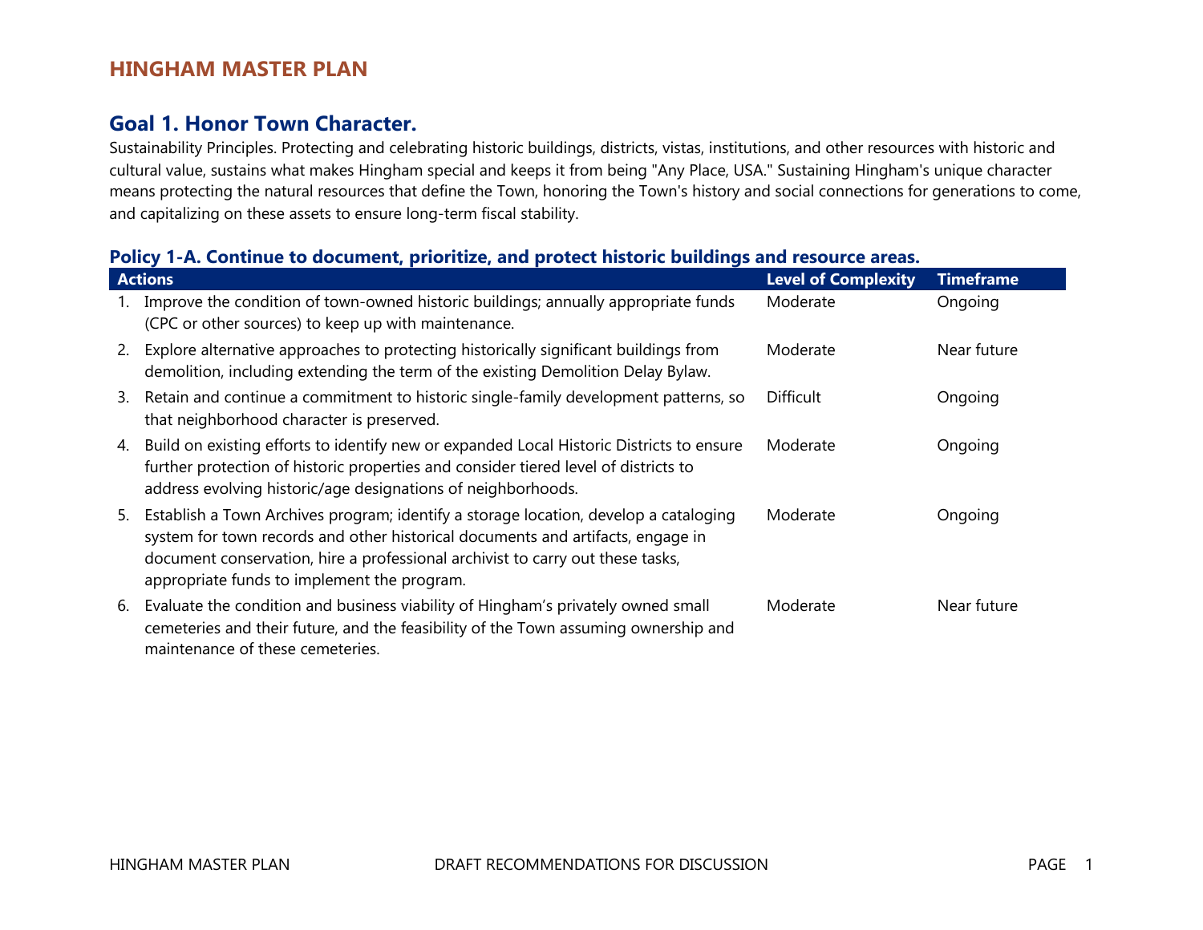# HINGHAM MASTER PLAN

## Goal 1. Honor Town Character.

Sustainability Principles. Protecting and celebrating historic buildings, districts, vistas, institutions, and other resources with historic and cultural value, sustains what makes Hingham special and keeps it from being "Any Place, USA." Sustaining Hingham's unique character means protecting the natural resources that define the Town, honoring the Town's history and social connections for generations to come, and capitalizing on these assets to ensure long-term fiscal stability.

### Policy 1-A. Continue to document, prioritize, and protect historic buildings and resource areas.

| Actions | Level of Complexity | Timeframe |
|---|---|---|
| 1. Improve the condition of town-owned historic buildings; annually appropriate funds (CPC or other sources) to keep up with maintenance. | Moderate | Ongoing |
| 2. Explore alternative approaches to protecting historically significant buildings from demolition, including extending the term of the existing Demolition Delay Bylaw. | Moderate | Near future |
| 3. Retain and continue a commitment to historic single-family development patterns, so that neighborhood character is preserved. | Difficult | Ongoing |
| 4. Build on existing efforts to identify new or expanded Local Historic Districts to ensure further protection of historic properties and consider tiered level of districts to address evolving historic/age designations of neighborhoods. | Moderate | Ongoing |
| 5. Establish a Town Archives program; identify a storage location, develop a cataloging system for town records and other historical documents and artifacts, engage in document conservation, hire a professional archivist to carry out these tasks, appropriate funds to implement the program. | Moderate | Ongoing |
| 6. Evaluate the condition and business viability of Hingham's privately owned small cemeteries and their future, and the feasibility of the Town assuming ownership and maintenance of these cemeteries. | Moderate | Near future |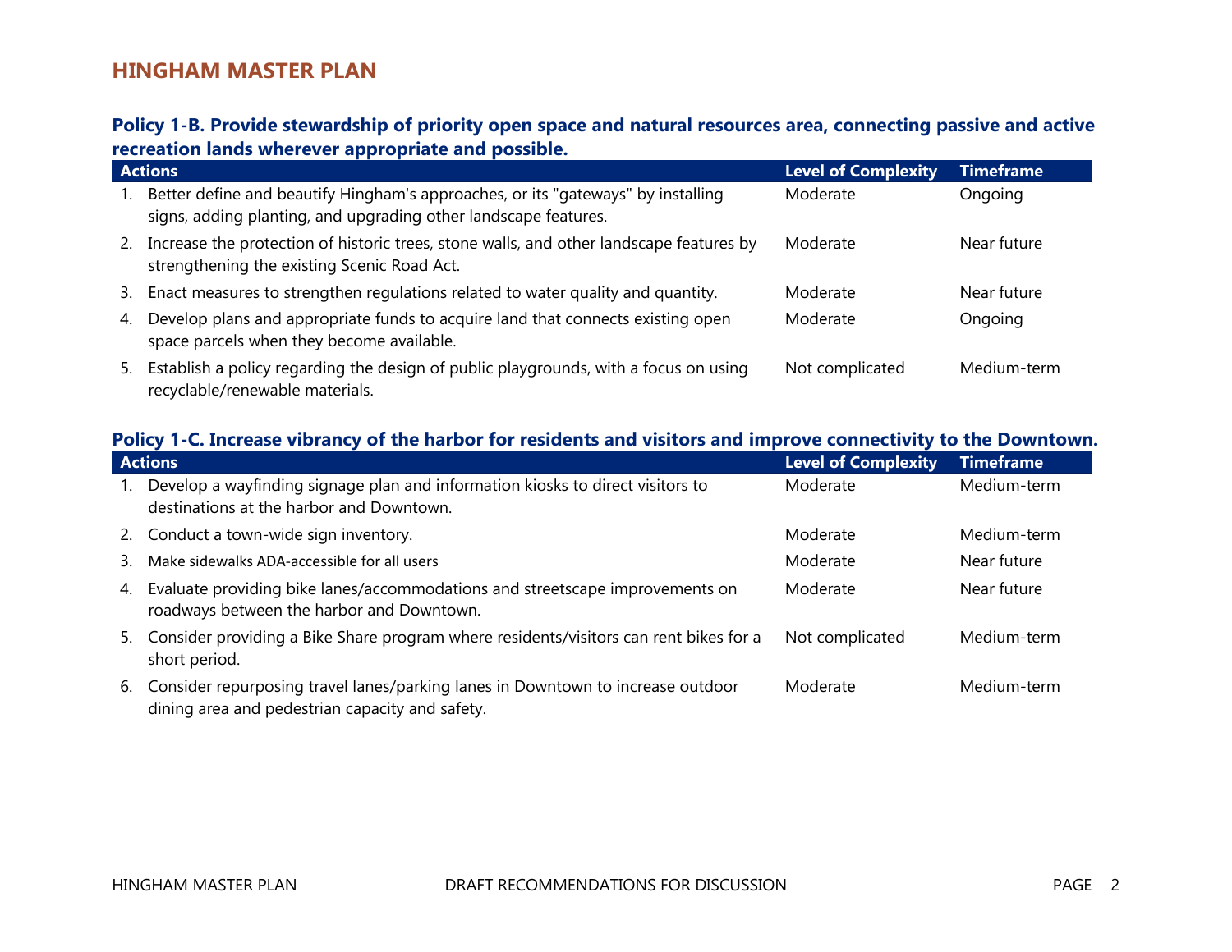### Policy 1-B. Provide stewardship of priority open space and natural resources area, connecting passive and active recreation lands wherever appropriate and possible.

| Actions | Level of Complexity | Timeframe |
|---|---|---|
| 1. Better define and beautify Hingham's approaches, or its "gateways" by installing signs, adding planting, and upgrading other landscape features. | Moderate | Ongoing |
| 2. Increase the protection of historic trees, stone walls, and other landscape features by strengthening the existing Scenic Road Act. | Moderate | Near future |
| 3. Enact measures to strengthen regulations related to water quality and quantity. | Moderate | Near future |
| 4. Develop plans and appropriate funds to acquire land that connects existing open space parcels when they become available. | Moderate | Ongoing |
| 5. Establish a policy regarding the design of public playgrounds, with a focus on using recyclable/renewable materials. | Not complicated | Medium-term |

### Policy 1-C. Increase vibrancy of the harbor for residents and visitors and improve connectivity to the Downtown.

| Actions | Level of Complexity | Timeframe |
|---|---|---|
| 1. Develop a wayfinding signage plan and information kiosks to direct visitors to destinations at the harbor and Downtown. | Moderate | Medium-term |
| 2. Conduct a town-wide sign inventory. | Moderate | Medium-term |
| 3. Make sidewalks ADA-accessible for all users | Moderate | Near future |
| 4. Evaluate providing bike lanes/accommodations and streetscape improvements on roadways between the harbor and Downtown. | Moderate | Near future |
| 5. Consider providing a Bike Share program where residents/visitors can rent bikes for a short period. | Not complicated | Medium-term |
| 6. Consider repurposing travel lanes/parking lanes in Downtown to increase outdoor dining area and pedestrian capacity and safety. | Moderate | Medium-term |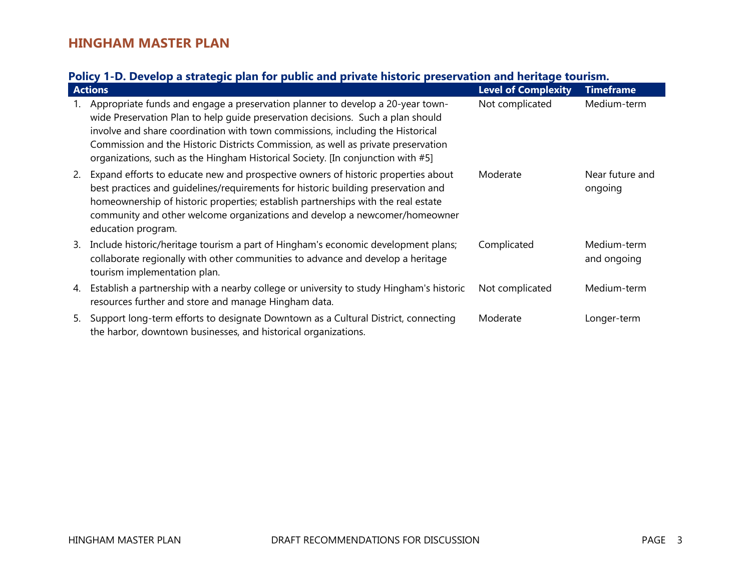### Policy 1-D. Develop a strategic plan for public and private historic preservation and heritage tourism.

| Actions | Level of Complexity | Timeframe |
|---|---|---|
| 1. Appropriate funds and engage a preservation planner to develop a 20-year town-wide Preservation Plan to help guide preservation decisions. Such a plan should involve and share coordination with town commissions, including the Historical Commission and the Historic Districts Commission, as well as private preservation organizations, such as the Hingham Historical Society. [In conjunction with #5] | Not complicated | Medium-term |
| 2. Expand efforts to educate new and prospective owners of historic properties about best practices and guidelines/requirements for historic building preservation and homeownership of historic properties; establish partnerships with the real estate community and other welcome organizations and develop a newcomer/homeowner education program. | Moderate | Near future and ongoing |
| 3. Include historic/heritage tourism a part of Hingham's economic development plans; collaborate regionally with other communities to advance and develop a heritage tourism implementation plan. | Complicated | Medium-term and ongoing |
| 4. Establish a partnership with a nearby college or university to study Hingham's historic resources further and store and manage Hingham data. | Not complicated | Medium-term |
| 5. Support long-term efforts to designate Downtown as a Cultural District, connecting the harbor, downtown businesses, and historical organizations. | Moderate | Longer-term |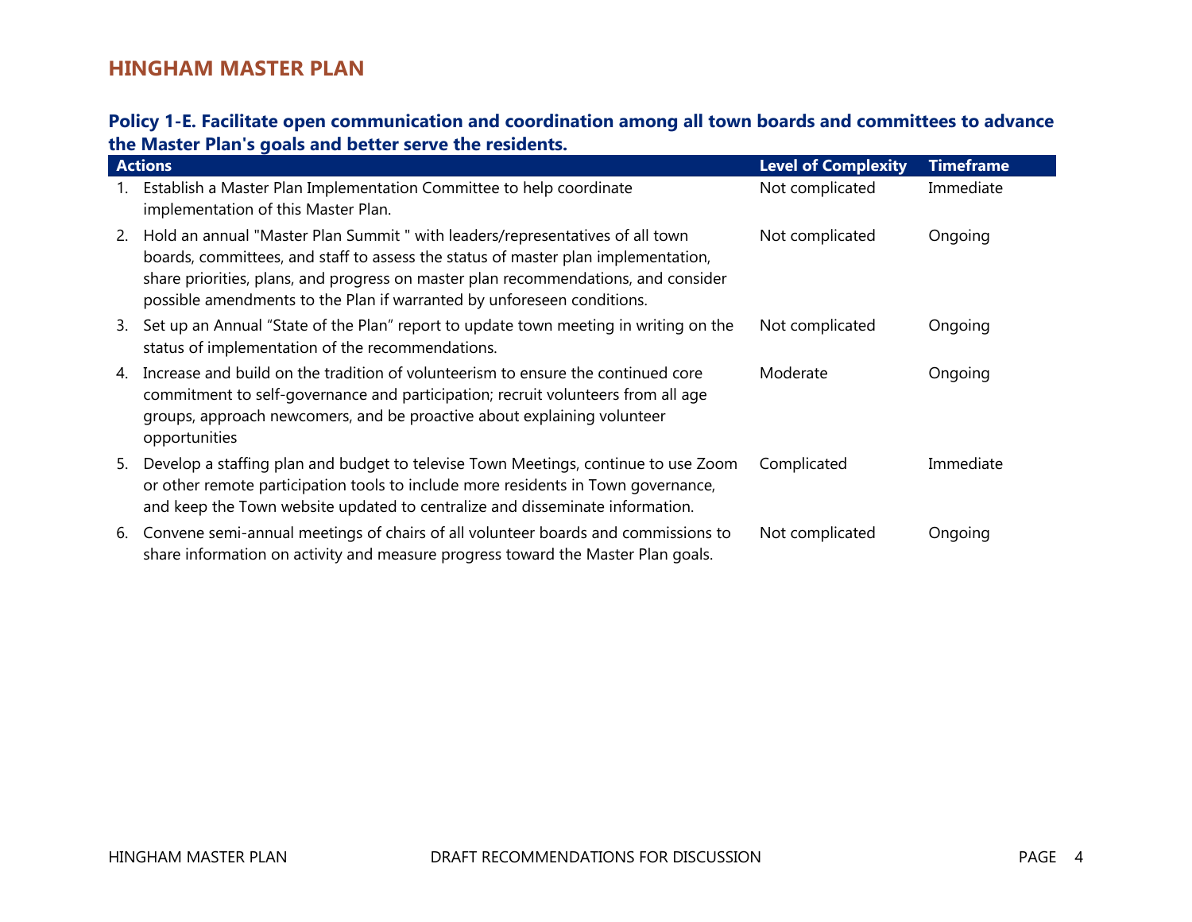### Policy 1-E. Facilitate open communication and coordination among all town boards and committees to advance the Master Plan's goals and better serve the residents.

| Actions | Level of Complexity | Timeframe |
|---|---|---|
| 1. Establish a Master Plan Implementation Committee to help coordinate implementation of this Master Plan. | Not complicated | Immediate |
| 2. Hold an annual "Master Plan Summit " with leaders/representatives of all town boards, committees, and staff to assess the status of master plan implementation, share priorities, plans, and progress on master plan recommendations, and consider possible amendments to the Plan if warranted by unforeseen conditions. | Not complicated | Ongoing |
| 3. Set up an Annual "State of the Plan" report to update town meeting in writing on the status of implementation of the recommendations. | Not complicated | Ongoing |
| 4. Increase and build on the tradition of volunteerism to ensure the continued core commitment to self-governance and participation; recruit volunteers from all age groups, approach newcomers, and be proactive about explaining volunteer opportunities | Moderate | Ongoing |
| 5. Develop a staffing plan and budget to televise Town Meetings, continue to use Zoom or other remote participation tools to include more residents in Town governance, and keep the Town website updated to centralize and disseminate information. | Complicated | Immediate |
| 6. Convene semi-annual meetings of chairs of all volunteer boards and commissions to share information on activity and measure progress toward the Master Plan goals. | Not complicated | Ongoing |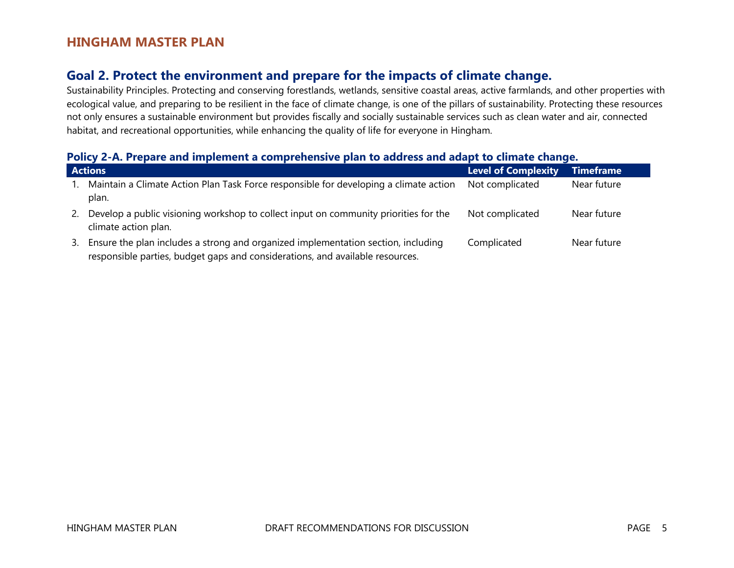## Goal 2. Protect the environment and prepare for the impacts of climate change.

Sustainability Principles. Protecting and conserving forestlands, wetlands, sensitive coastal areas, active farmlands, and other properties with ecological value, and preparing to be resilient in the face of climate change, is one of the pillars of sustainability. Protecting these resources not only ensures a sustainable environment but provides fiscally and socially sustainable services such as clean water and air, connected habitat, and recreational opportunities, while enhancing the quality of life for everyone in Hingham.

### Policy 2-A. Prepare and implement a comprehensive plan to address and adapt to climate change.

| Actions | Level of Complexity | Timeframe |
|---|---|---|
| 1. Maintain a Climate Action Plan Task Force responsible for developing a climate action plan. | Not complicated | Near future |
| 2. Develop a public visioning workshop to collect input on community priorities for the climate action plan. | Not complicated | Near future |
| 3. Ensure the plan includes a strong and organized implementation section, including responsible parties, budget gaps and considerations, and available resources. | Complicated | Near future |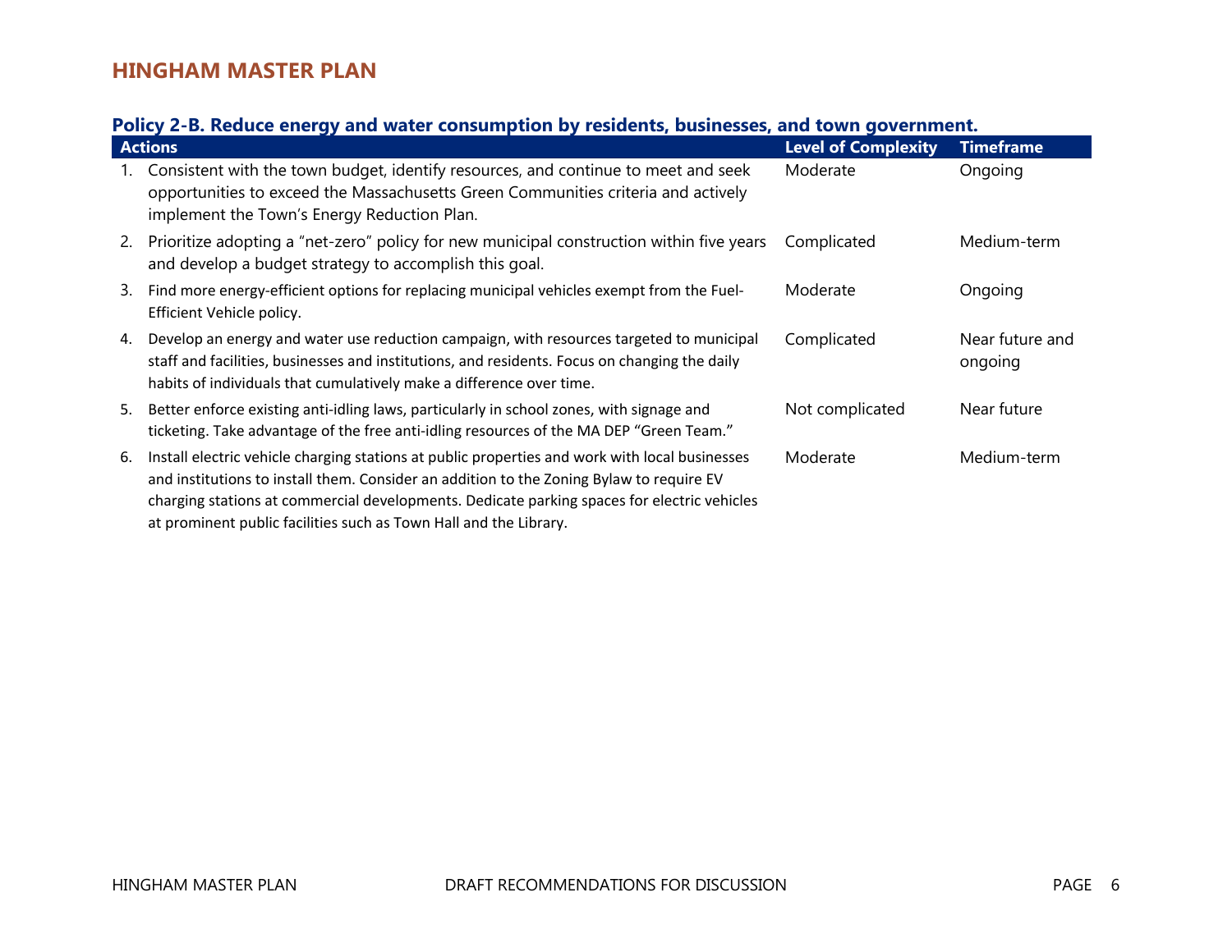### Policy 2-B. Reduce energy and water consumption by residents, businesses, and town government.

| Actions | Level of Complexity | Timeframe |
|---|---|---|
| 1. Consistent with the town budget, identify resources, and continue to meet and seek opportunities to exceed the Massachusetts Green Communities criteria and actively implement the Town's Energy Reduction Plan. | Moderate | Ongoing |
| 2. Prioritize adopting a "net-zero" policy for new municipal construction within five years and develop a budget strategy to accomplish this goal. | Complicated | Medium-term |
| 3. Find more energy-efficient options for replacing municipal vehicles exempt from the Fuel-Efficient Vehicle policy. | Moderate | Ongoing |
| 4. Develop an energy and water use reduction campaign, with resources targeted to municipal staff and facilities, businesses and institutions, and residents. Focus on changing the daily habits of individuals that cumulatively make a difference over time. | Complicated | Near future and ongoing |
| 5. Better enforce existing anti-idling laws, particularly in school zones, with signage and ticketing. Take advantage of the free anti-idling resources of the MA DEP "Green Team." | Not complicated | Near future |
| 6. Install electric vehicle charging stations at public properties and work with local businesses and institutions to install them. Consider an addition to the Zoning Bylaw to require EV charging stations at commercial developments. Dedicate parking spaces for electric vehicles at prominent public facilities such as Town Hall and the Library. | Moderate | Medium-term |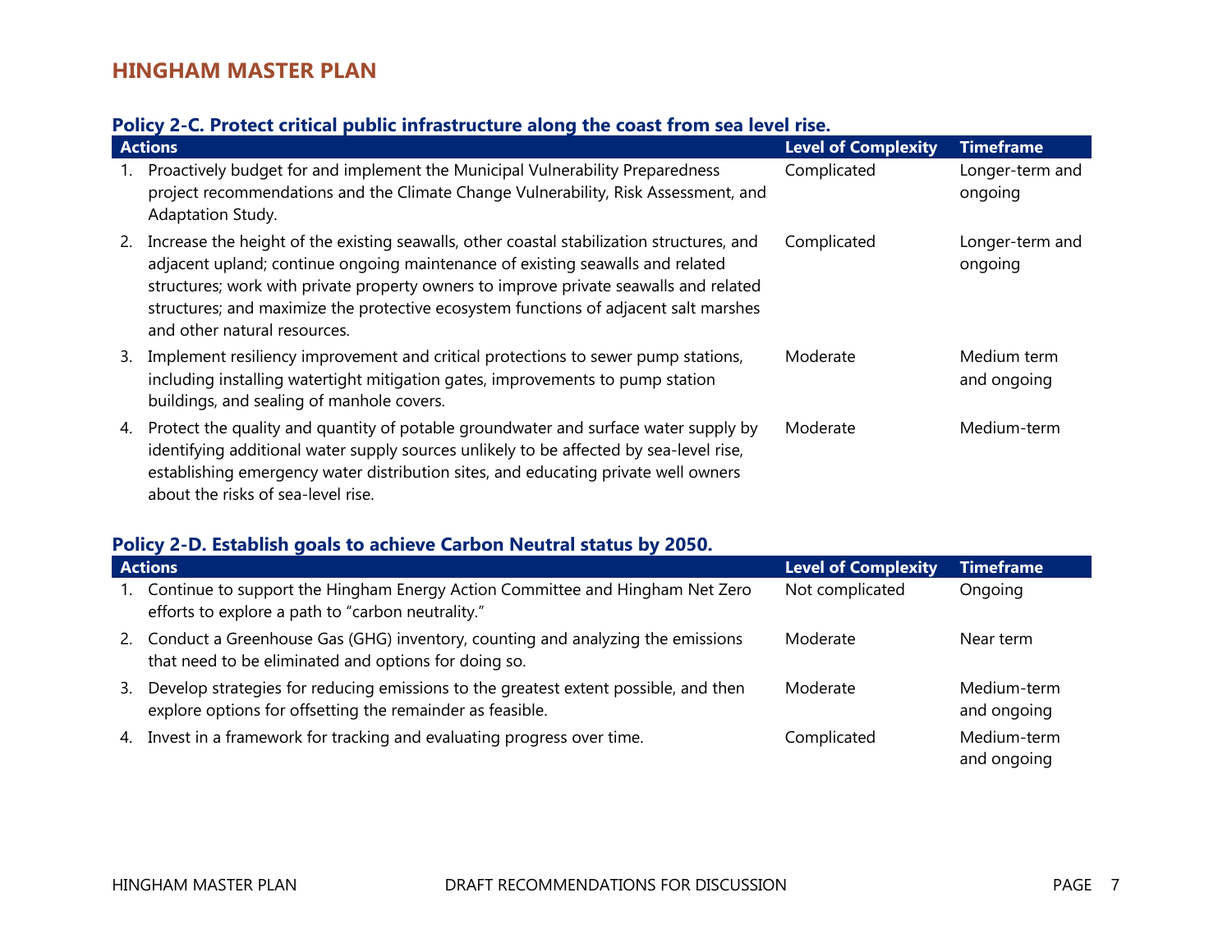### Policy 2-C. Protect critical public infrastructure along the coast from sea level rise.

| Actions | Level of Complexity | Timeframe |
|---|---|---|
| 1. Proactively budget for and implement the Municipal Vulnerability Preparedness project recommendations and the Climate Change Vulnerability, Risk Assessment, and Adaptation Study. | Complicated | Longer-term and ongoing |
| 2. Increase the height of the existing seawalls, other coastal stabilization structures, and adjacent upland; continue ongoing maintenance of existing seawalls and related structures; work with private property owners to improve private seawalls and related structures; and maximize the protective ecosystem functions of adjacent salt marshes and other natural resources. | Complicated | Longer-term and ongoing |
| 3. Implement resiliency improvement and critical protections to sewer pump stations, including installing watertight mitigation gates, improvements to pump station buildings, and sealing of manhole covers. | Moderate | Medium term and ongoing |
| 4. Protect the quality and quantity of potable groundwater and surface water supply by identifying additional water supply sources unlikely to be affected by sea-level rise, establishing emergency water distribution sites, and educating private well owners about the risks of sea-level rise. | Moderate | Medium-term |

### Policy 2-D. Establish goals to achieve Carbon Neutral status by 2050.

| Actions | Level of Complexity | Timeframe |
|---|---|---|
| 1. Continue to support the Hingham Energy Action Committee and Hingham Net Zero efforts to explore a path to "carbon neutrality." | Not complicated | Ongoing |
| 2. Conduct a Greenhouse Gas (GHG) inventory, counting and analyzing the emissions that need to be eliminated and options for doing so. | Moderate | Near term |
| 3. Develop strategies for reducing emissions to the greatest extent possible, and then explore options for offsetting the remainder as feasible. | Moderate | Medium-term and ongoing |
| 4. Invest in a framework for tracking and evaluating progress over time. | Complicated | Medium-term and ongoing |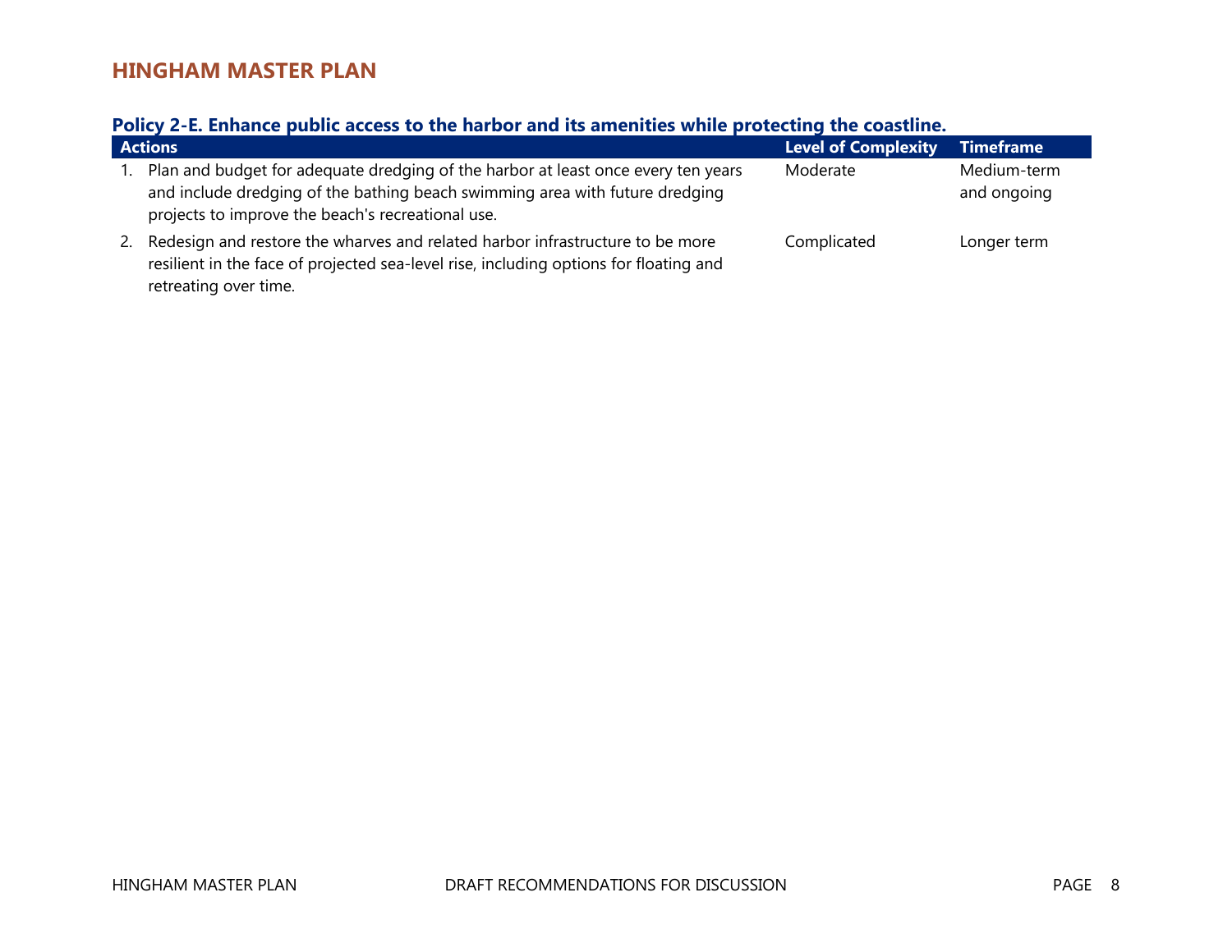### Policy 2-E. Enhance public access to the harbor and its amenities while protecting the coastline.

| Actions | Level of Complexity | Timeframe |
|---|---|---|
| 1. Plan and budget for adequate dredging of the harbor at least once every ten years and include dredging of the bathing beach swimming area with future dredging projects to improve the beach's recreational use. | Moderate | Medium-term and ongoing |
| 2. Redesign and restore the wharves and related harbor infrastructure to be more resilient in the face of projected sea-level rise, including options for floating and retreating over time. | Complicated | Longer term |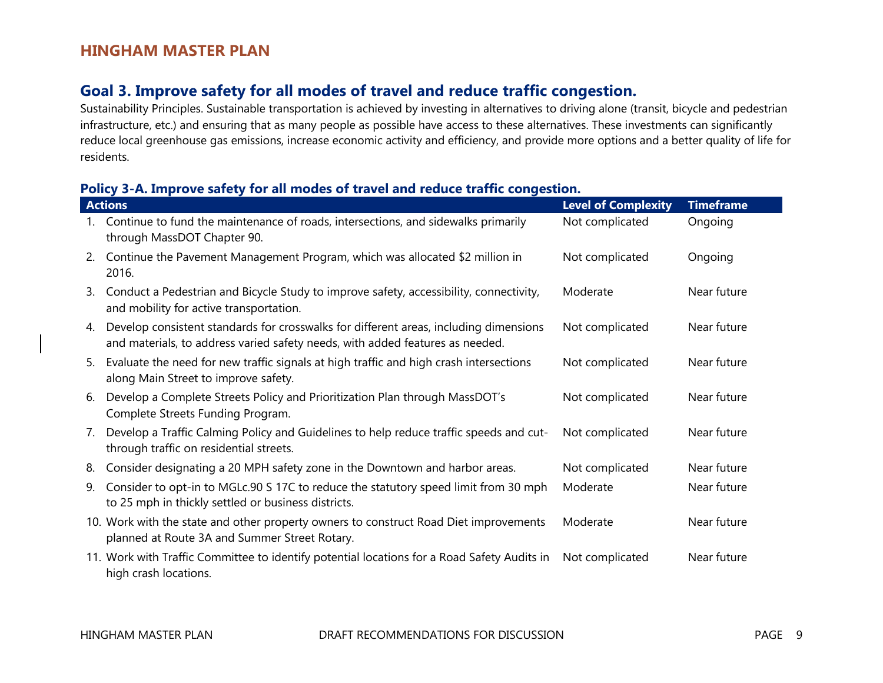## Goal 3. Improve safety for all modes of travel and reduce traffic congestion.

Sustainability Principles. Sustainable transportation is achieved by investing in alternatives to driving alone (transit, bicycle and pedestrian infrastructure, etc.) and ensuring that as many people as possible have access to these alternatives. These investments can significantly reduce local greenhouse gas emissions, increase economic activity and efficiency, and provide more options and a better quality of life for residents.

### Policy 3-A. Improve safety for all modes of travel and reduce traffic congestion.

| Actions | Level of Complexity | Timeframe |
|---|---|---|
| 1. Continue to fund the maintenance of roads, intersections, and sidewalks primarily through MassDOT Chapter 90. | Not complicated | Ongoing |
| 2. Continue the Pavement Management Program, which was allocated $2 million in 2016. | Not complicated | Ongoing |
| 3. Conduct a Pedestrian and Bicycle Study to improve safety, accessibility, connectivity, and mobility for active transportation. | Moderate | Near future |
| 4. Develop consistent standards for crosswalks for different areas, including dimensions and materials, to address varied safety needs, with added features as needed. | Not complicated | Near future |
| 5. Evaluate the need for new traffic signals at high traffic and high crash intersections along Main Street to improve safety. | Not complicated | Near future |
| 6. Develop a Complete Streets Policy and Prioritization Plan through MassDOT's Complete Streets Funding Program. | Not complicated | Near future |
| 7. Develop a Traffic Calming Policy and Guidelines to help reduce traffic speeds and cut-through traffic on residential streets. | Not complicated | Near future |
| 8. Consider designating a 20 MPH safety zone in the Downtown and harbor areas. | Not complicated | Near future |
| 9. Consider to opt-in to MGLc.90 S 17C to reduce the statutory speed limit from 30 mph to 25 mph in thickly settled or business districts. | Moderate | Near future |
| 10. Work with the state and other property owners to construct Road Diet improvements planned at Route 3A and Summer Street Rotary. | Moderate | Near future |
| 11. Work with Traffic Committee to identify potential locations for a Road Safety Audits in high crash locations. | Not complicated | Near future |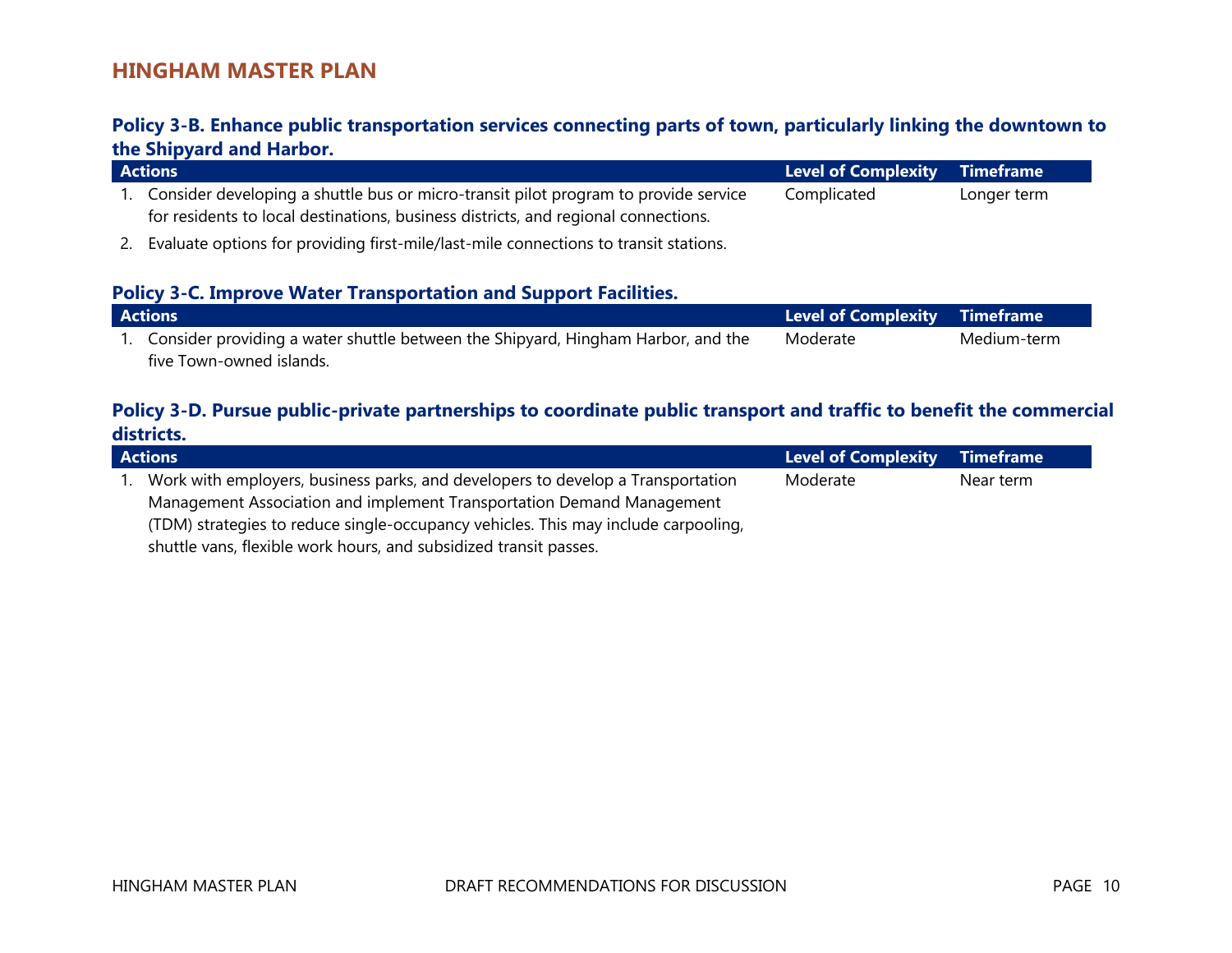### Policy 3-B. Enhance public transportation services connecting parts of town, particularly linking the downtown to the Shipyard and Harbor.

| Actions | Level of Complexity | Timeframe |
|---|---|---|
| 1. Consider developing a shuttle bus or micro-transit pilot program to provide service for residents to local destinations, business districts, and regional connections. | Complicated | Longer term |
| 2. Evaluate options for providing first-mile/last-mile connections to transit stations. | | |

### Policy 3-C. Improve Water Transportation and Support Facilities.

| Actions | Level of Complexity | Timeframe |
|---|---|---|
| 1. Consider providing a water shuttle between the Shipyard, Hingham Harbor, and the five Town-owned islands. | Moderate | Medium-term |

### Policy 3-D. Pursue public-private partnerships to coordinate public transport and traffic to benefit the commercial districts.

| Actions | Level of Complexity | Timeframe |
|---|---|---|
| 1. Work with employers, business parks, and developers to develop a Transportation Management Association and implement Transportation Demand Management (TDM) strategies to reduce single-occupancy vehicles. This may include carpooling, shuttle vans, flexible work hours, and subsidized transit passes. | Moderate | Near term |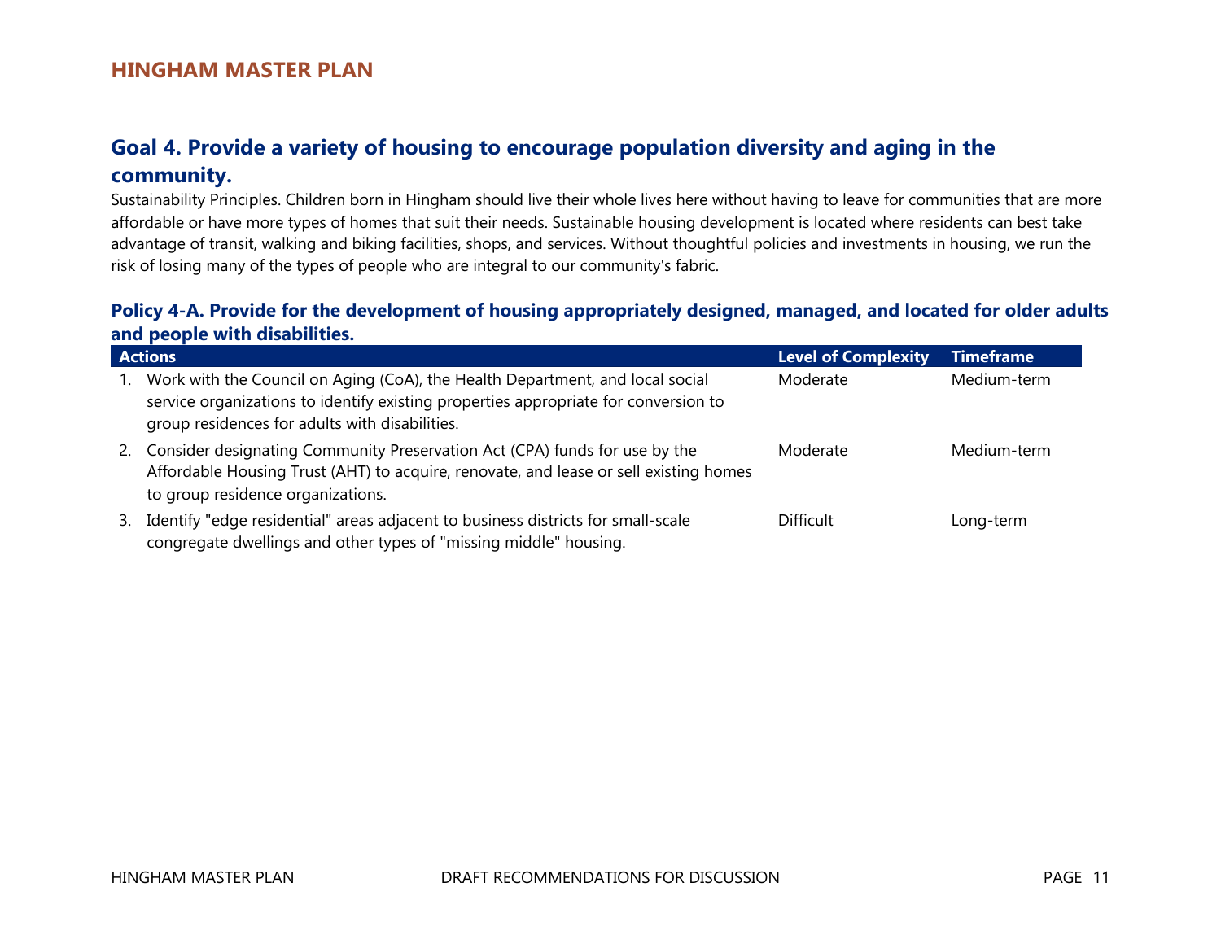## Goal 4. Provide a variety of housing to encourage population diversity and aging in the community.

Sustainability Principles. Children born in Hingham should live their whole lives here without having to leave for communities that are more affordable or have more types of homes that suit their needs. Sustainable housing development is located where residents can best take advantage of transit, walking and biking facilities, shops, and services. Without thoughtful policies and investments in housing, we run the risk of losing many of the types of people who are integral to our community's fabric.

### Policy 4-A. Provide for the development of housing appropriately designed, managed, and located for older adults and people with disabilities.

| Actions | Level of Complexity | Timeframe |
|---|---|---|
| 1. Work with the Council on Aging (CoA), the Health Department, and local social service organizations to identify existing properties appropriate for conversion to group residences for adults with disabilities. | Moderate | Medium-term |
| 2. Consider designating Community Preservation Act (CPA) funds for use by the Affordable Housing Trust (AHT) to acquire, renovate, and lease or sell existing homes to group residence organizations. | Moderate | Medium-term |
| 3. Identify "edge residential" areas adjacent to business districts for small-scale congregate dwellings and other types of "missing middle" housing. | Difficult | Long-term |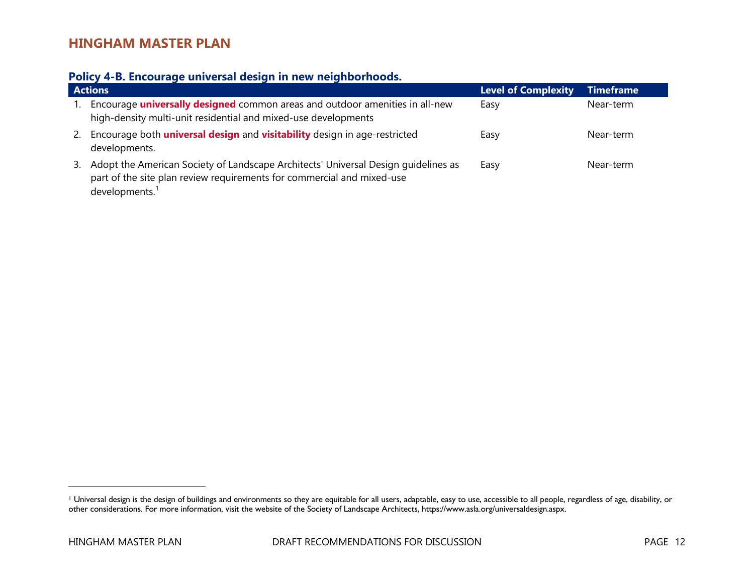### Policy 4-B. Encourage universal design in new neighborhoods.

| Actions | Level of Complexity | Timeframe |
|---|---|---|
| 1. Encourage **universally designed** common areas and outdoor amenities in all-new high-density multi-unit residential and mixed-use developments | Easy | Near-term |
| 2. Encourage both **universal design** and **visitability** design in age-restricted developments. | Easy | Near-term |
| 3. Adopt the American Society of Landscape Architects' Universal Design guidelines as part of the site plan review requirements for commercial and mixed-use developments.[1] | Easy | Near-term |

[1] Universal design is the design of buildings and environments so they are equitable for all users, adaptable, easy to use, accessible to all people, regardless of age, disability, or other considerations. For more information, visit the website of the Society of Landscape Architects, https://www.asla.org/universaldesign.aspx.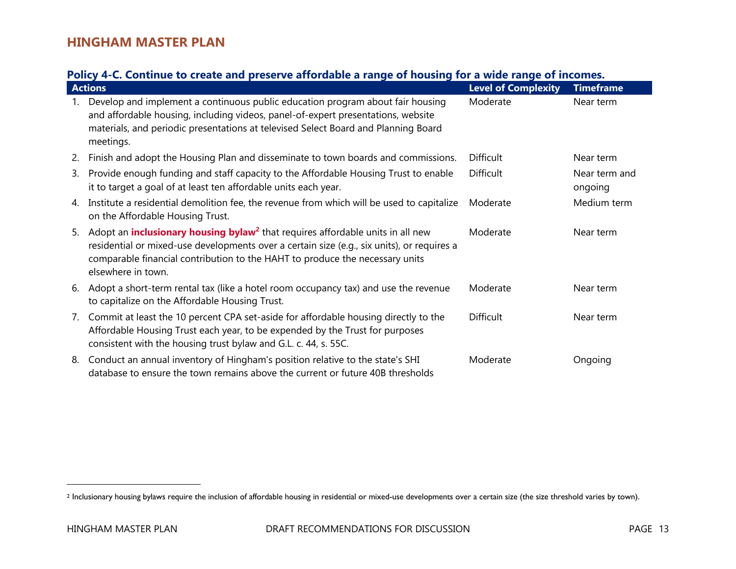### Policy 4-C. Continue to create and preserve affordable a range of housing for a wide range of incomes.

| Actions | Level of Complexity | Timeframe |
|---|---|---|
| 1. Develop and implement a continuous public education program about fair housing and affordable housing, including videos, panel-of-expert presentations, website materials, and periodic presentations at televised Select Board and Planning Board meetings. | Moderate | Near term |
| 2. Finish and adopt the Housing Plan and disseminate to town boards and commissions. | Difficult | Near term |
| 3. Provide enough funding and staff capacity to the Affordable Housing Trust to enable it to target a goal of at least ten affordable units each year. | Difficult | Near term and ongoing |
| 4. Institute a residential demolition fee, the revenue from which will be used to capitalize on the Affordable Housing Trust. | Moderate | Medium term |
| 5. Adopt an **inclusionary housing bylaw**[2] that requires affordable units in all new residential or mixed-use developments over a certain size (e.g., six units), or requires a comparable financial contribution to the HAHT to produce the necessary units elsewhere in town. | Moderate | Near term |
| 6. Adopt a short-term rental tax (like a hotel room occupancy tax) and use the revenue to capitalize on the Affordable Housing Trust. | Moderate | Near term |
| 7. Commit at least the 10 percent CPA set-aside for affordable housing directly to the Affordable Housing Trust each year, to be expended by the Trust for purposes consistent with the housing trust bylaw and G.L. c. 44, s. 55C. | Difficult | Near term |
| 8. Conduct an annual inventory of Hingham's position relative to the state's SHI database to ensure the town remains above the current or future 40B thresholds | Moderate | Ongoing |

[2] Inclusionary housing bylaws require the inclusion of affordable housing in residential or mixed-use developments over a certain size (the size threshold varies by town).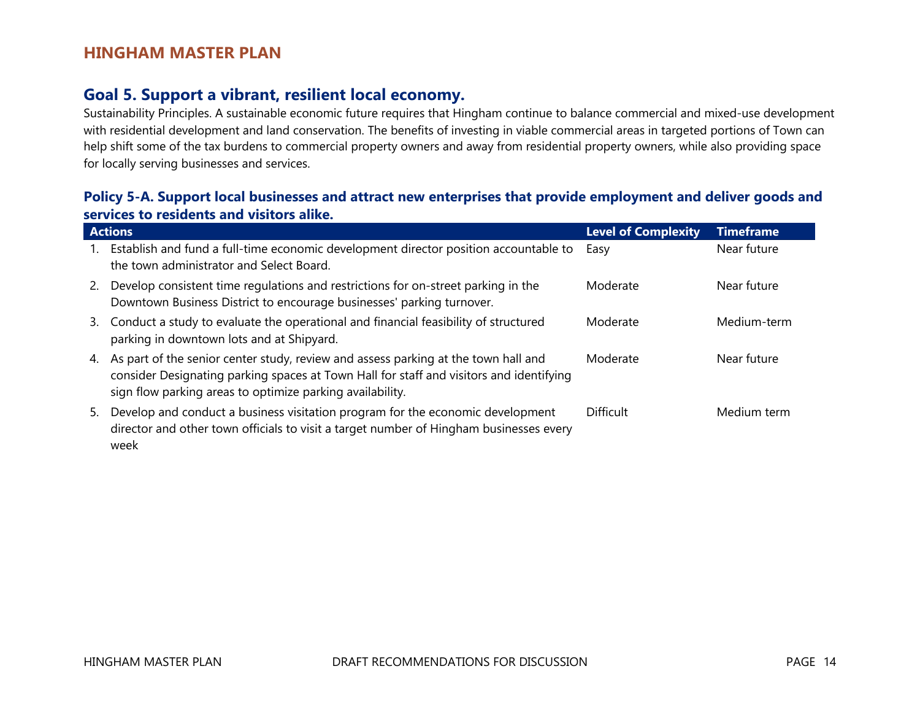## Goal 5. Support a vibrant, resilient local economy.

Sustainability Principles. A sustainable economic future requires that Hingham continue to balance commercial and mixed-use development with residential development and land conservation. The benefits of investing in viable commercial areas in targeted portions of Town can help shift some of the tax burdens to commercial property owners and away from residential property owners, while also providing space for locally serving businesses and services.

### Policy 5-A. Support local businesses and attract new enterprises that provide employment and deliver goods and services to residents and visitors alike.

| Actions | Level of Complexity | Timeframe |
|---|---|---|
| 1. Establish and fund a full-time economic development director position accountable to the town administrator and Select Board. | Easy | Near future |
| 2. Develop consistent time regulations and restrictions for on-street parking in the Downtown Business District to encourage businesses' parking turnover. | Moderate | Near future |
| 3. Conduct a study to evaluate the operational and financial feasibility of structured parking in downtown lots and at Shipyard. | Moderate | Medium-term |
| 4. As part of the senior center study, review and assess parking at the town hall and consider Designating parking spaces at Town Hall for staff and visitors and identifying sign flow parking areas to optimize parking availability. | Moderate | Near future |
| 5. Develop and conduct a business visitation program for the economic development director and other town officials to visit a target number of Hingham businesses every week | Difficult | Medium term |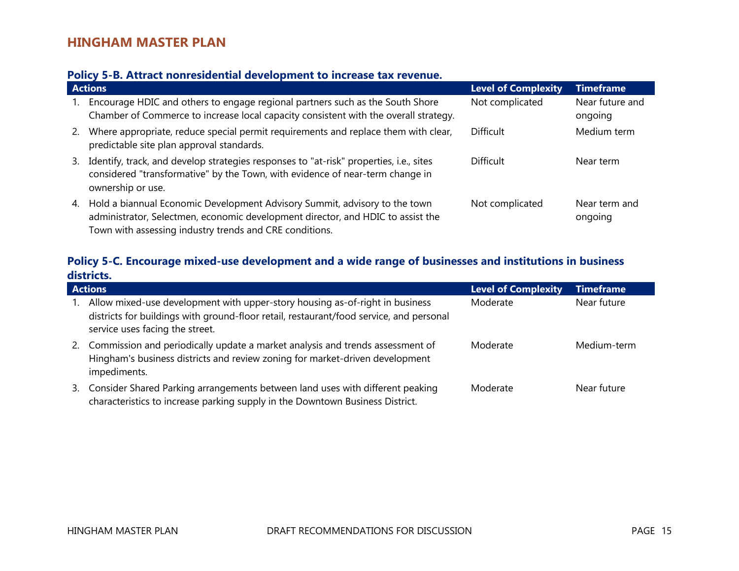### Policy 5-B. Attract nonresidential development to increase tax revenue.

| Actions | Level of Complexity | Timeframe |
|---|---|---|
| 1. Encourage HDIC and others to engage regional partners such as the South Shore Chamber of Commerce to increase local capacity consistent with the overall strategy. | Not complicated | Near future and ongoing |
| 2. Where appropriate, reduce special permit requirements and replace them with clear, predictable site plan approval standards. | Difficult | Medium term |
| 3. Identify, track, and develop strategies responses to "at-risk" properties, i.e., sites considered "transformative" by the Town, with evidence of near-term change in ownership or use. | Difficult | Near term |
| 4. Hold a biannual Economic Development Advisory Summit, advisory to the town administrator, Selectmen, economic development director, and HDIC to assist the Town with assessing industry trends and CRE conditions. | Not complicated | Near term and ongoing |

### Policy 5-C. Encourage mixed-use development and a wide range of businesses and institutions in business districts.

| Actions | Level of Complexity | Timeframe |
|---|---|---|
| 1. Allow mixed-use development with upper-story housing as-of-right in business districts for buildings with ground-floor retail, restaurant/food service, and personal service uses facing the street. | Moderate | Near future |
| 2. Commission and periodically update a market analysis and trends assessment of Hingham's business districts and review zoning for market-driven development impediments. | Moderate | Medium-term |
| 3. Consider Shared Parking arrangements between land uses with different peaking characteristics to increase parking supply in the Downtown Business District. | Moderate | Near future |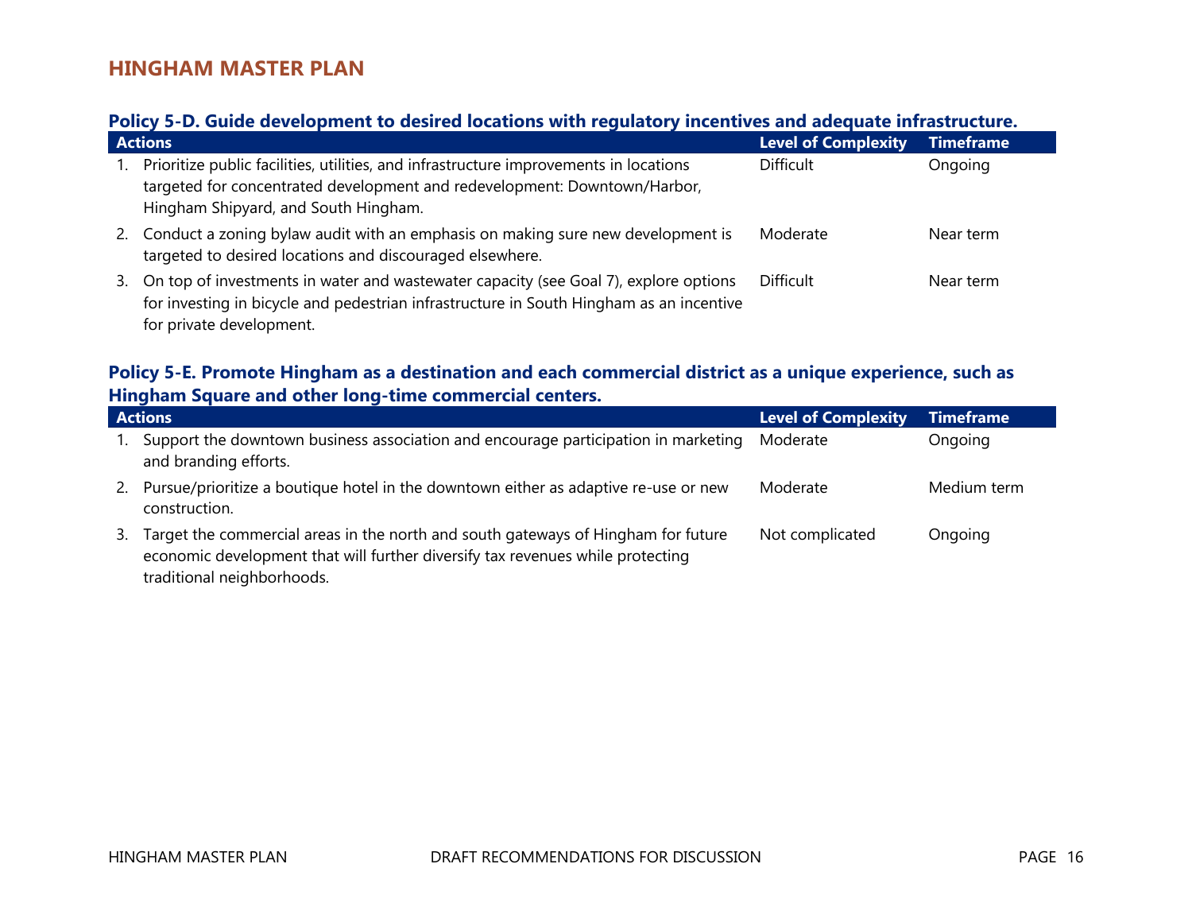### Policy 5-D. Guide development to desired locations with regulatory incentives and adequate infrastructure.

| Actions | Level of Complexity | Timeframe |
|---|---|---|
| 1. Prioritize public facilities, utilities, and infrastructure improvements in locations targeted for concentrated development and redevelopment: Downtown/Harbor, Hingham Shipyard, and South Hingham. | Difficult | Ongoing |
| 2. Conduct a zoning bylaw audit with an emphasis on making sure new development is targeted to desired locations and discouraged elsewhere. | Moderate | Near term |
| 3. On top of investments in water and wastewater capacity (see Goal 7), explore options for investing in bicycle and pedestrian infrastructure in South Hingham as an incentive for private development. | Difficult | Near term |

### Policy 5-E. Promote Hingham as a destination and each commercial district as a unique experience, such as Hingham Square and other long-time commercial centers.

| Actions | Level of Complexity | Timeframe |
|---|---|---|
| 1. Support the downtown business association and encourage participation in marketing and branding efforts. | Moderate | Ongoing |
| 2. Pursue/prioritize a boutique hotel in the downtown either as adaptive re-use or new construction. | Moderate | Medium term |
| 3. Target the commercial areas in the north and south gateways of Hingham for future economic development that will further diversify tax revenues while protecting traditional neighborhoods. | Not complicated | Ongoing |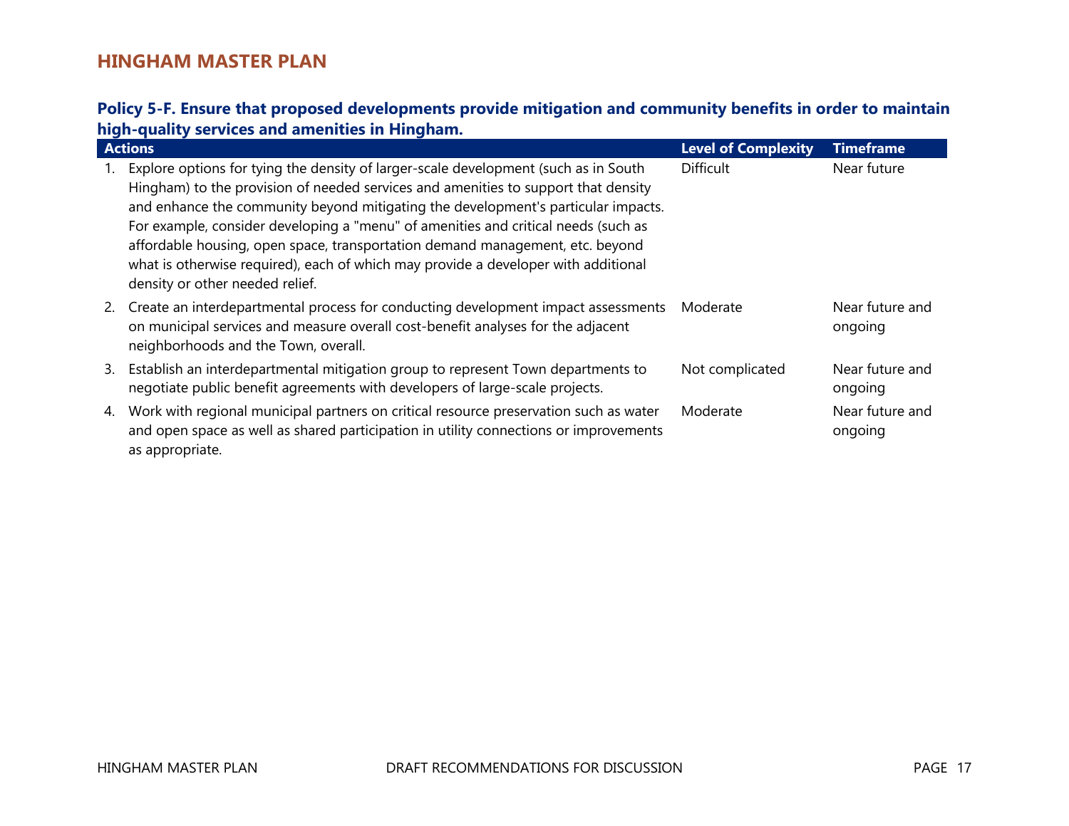### Policy 5-F. Ensure that proposed developments provide mitigation and community benefits in order to maintain high-quality services and amenities in Hingham.

| Actions | Level of Complexity | Timeframe |
|---|---|---|
| 1. Explore options for tying the density of larger-scale development (such as in South Hingham) to the provision of needed services and amenities to support that density and enhance the community beyond mitigating the development's particular impacts. For example, consider developing a "menu" of amenities and critical needs (such as affordable housing, open space, transportation demand management, etc. beyond what is otherwise required), each of which may provide a developer with additional density or other needed relief. | Difficult | Near future |
| 2. Create an interdepartmental process for conducting development impact assessments on municipal services and measure overall cost-benefit analyses for the adjacent neighborhoods and the Town, overall. | Moderate | Near future and ongoing |
| 3. Establish an interdepartmental mitigation group to represent Town departments to negotiate public benefit agreements with developers of large-scale projects. | Not complicated | Near future and ongoing |
| 4. Work with regional municipal partners on critical resource preservation such as water and open space as well as shared participation in utility connections or improvements as appropriate. | Moderate | Near future and ongoing |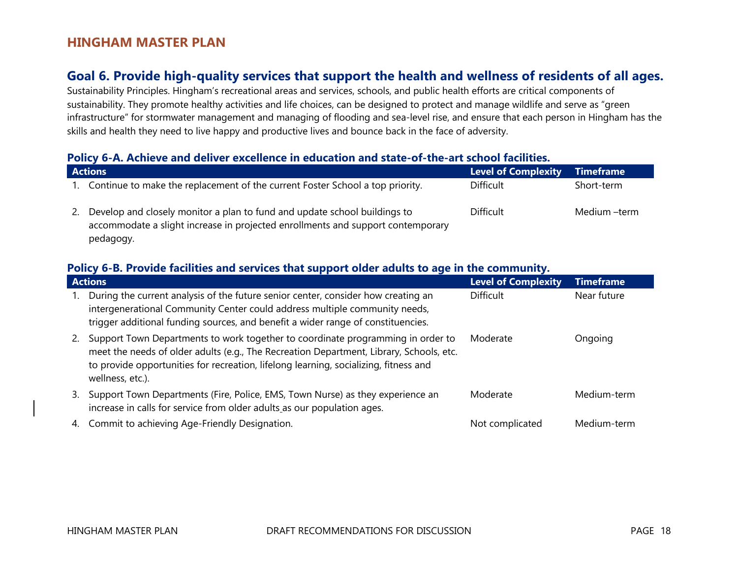## Goal 6. Provide high-quality services that support the health and wellness of residents of all ages.

Sustainability Principles. Hingham's recreational areas and services, schools, and public health efforts are critical components of sustainability. They promote healthy activities and life choices, can be designed to protect and manage wildlife and serve as "green infrastructure" for stormwater management and managing of flooding and sea-level rise, and ensure that each person in Hingham has the skills and health they need to live happy and productive lives and bounce back in the face of adversity.

### Policy 6-A. Achieve and deliver excellence in education and state-of-the-art school facilities.

| Actions | Level of Complexity | Timeframe |
|---|---|---|
| 1. Continue to make the replacement of the current Foster School a top priority. | Difficult | Short-term |
| 2. Develop and closely monitor a plan to fund and update school buildings to accommodate a slight increase in projected enrollments and support contemporary pedagogy. | Difficult | Medium –term |

### Policy 6-B. Provide facilities and services that support older adults to age in the community.

| Actions | Level of Complexity | Timeframe |
|---|---|---|
| 1. During the current analysis of the future senior center, consider how creating an intergenerational Community Center could address multiple community needs, trigger additional funding sources, and benefit a wider range of constituencies. | Difficult | Near future |
| 2. Support Town Departments to work together to coordinate programming in order to meet the needs of older adults (e.g., The Recreation Department, Library, Schools, etc. to provide opportunities for recreation, lifelong learning, socializing, fitness and wellness, etc.). | Moderate | Ongoing |
| 3. Support Town Departments (Fire, Police, EMS, Town Nurse) as they experience an increase in calls for service from older adults as our population ages. | Moderate | Medium-term |
| 4. Commit to achieving Age-Friendly Designation. | Not complicated | Medium-term |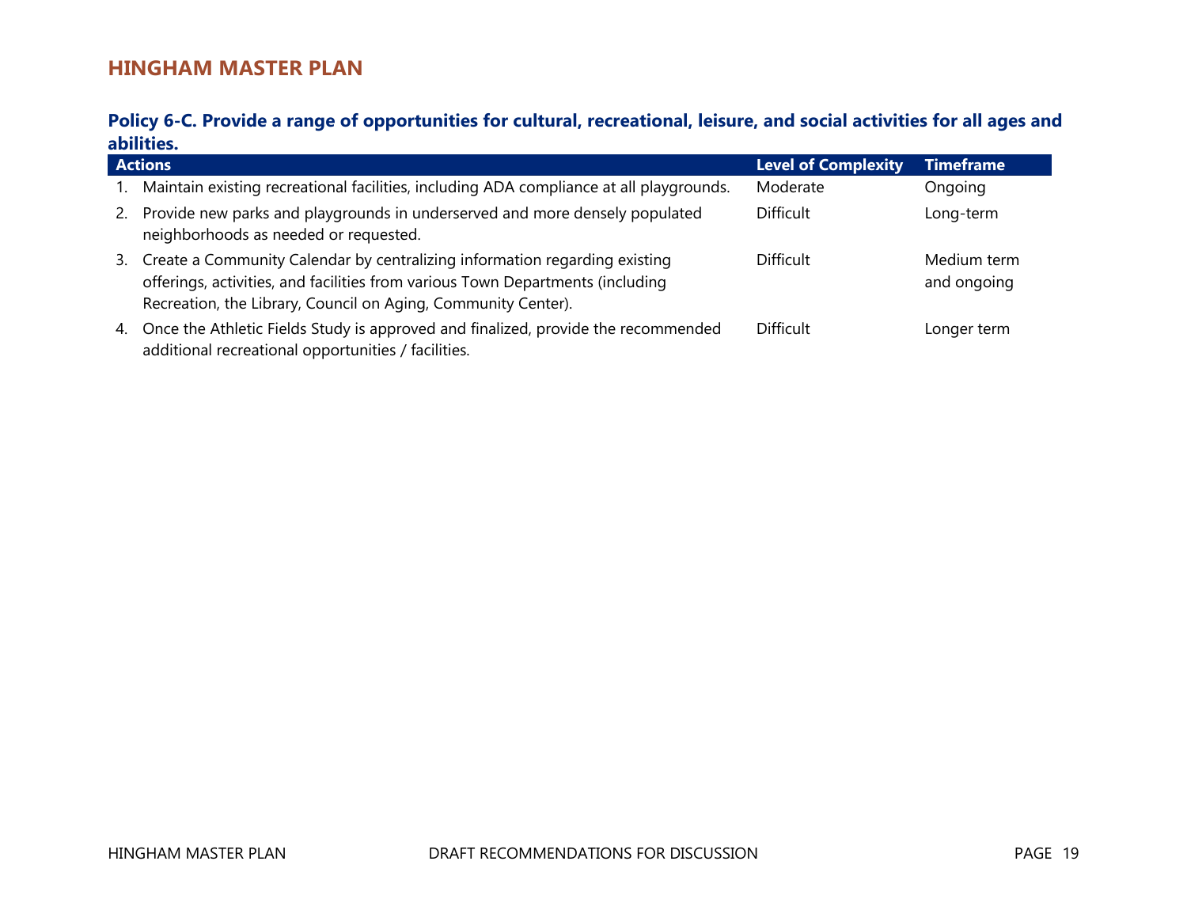### Policy 6-C. Provide a range of opportunities for cultural, recreational, leisure, and social activities for all ages and abilities.

| Actions | Level of Complexity | Timeframe |
|---|---|---|
| 1. Maintain existing recreational facilities, including ADA compliance at all playgrounds. | Moderate | Ongoing |
| 2. Provide new parks and playgrounds in underserved and more densely populated neighborhoods as needed or requested. | Difficult | Long-term |
| 3. Create a Community Calendar by centralizing information regarding existing offerings, activities, and facilities from various Town Departments (including Recreation, the Library, Council on Aging, Community Center). | Difficult | Medium term and ongoing |
| 4. Once the Athletic Fields Study is approved and finalized, provide the recommended additional recreational opportunities / facilities. | Difficult | Longer term |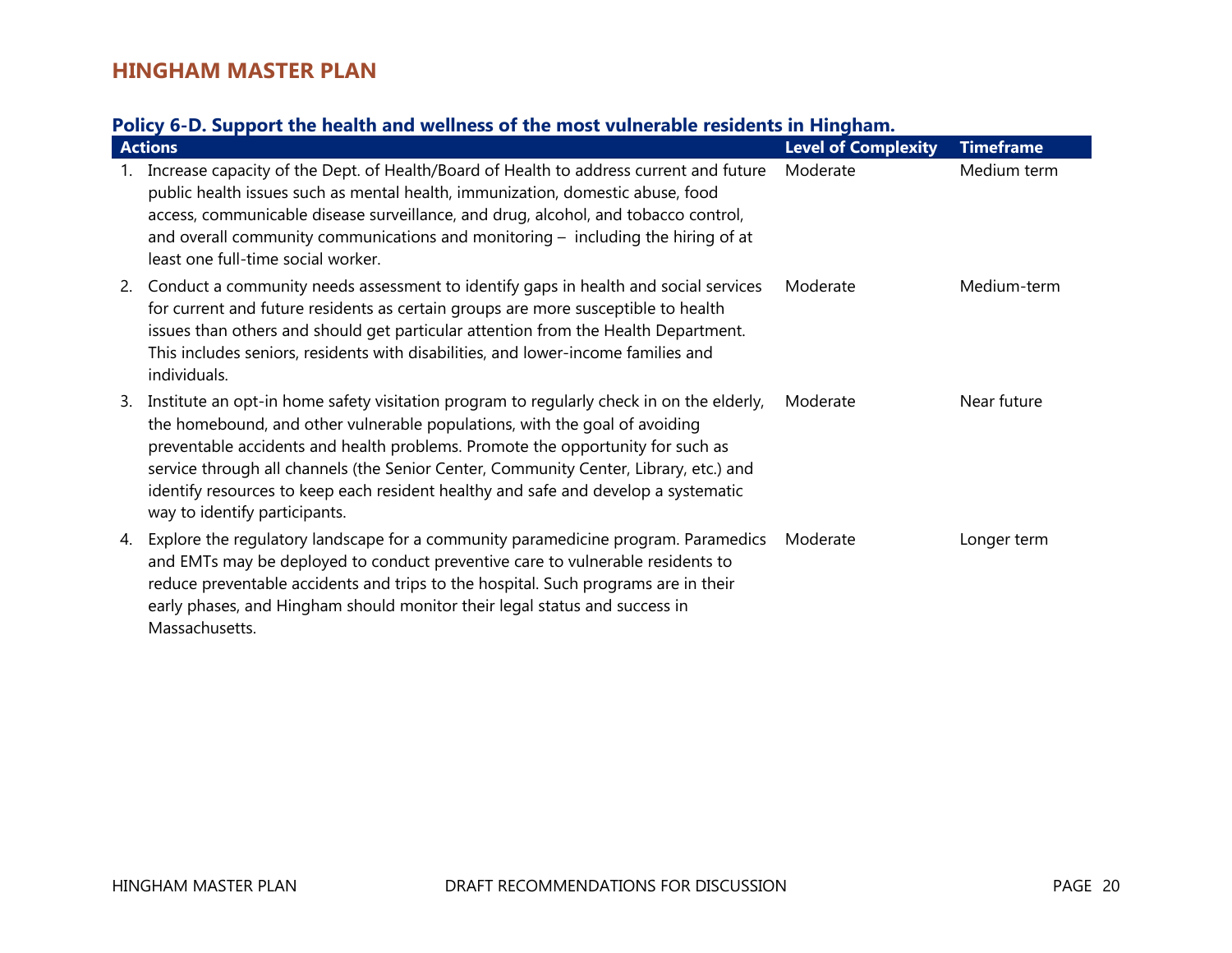### Policy 6-D. Support the health and wellness of the most vulnerable residents in Hingham.

| Actions | Level of Complexity | Timeframe |
|---|---|---|
| 1. Increase capacity of the Dept. of Health/Board of Health to address current and future public health issues such as mental health, immunization, domestic abuse, food access, communicable disease surveillance, and drug, alcohol, and tobacco control, and overall community communications and monitoring – including the hiring of at least one full-time social worker. | Moderate | Medium term |
| 2. Conduct a community needs assessment to identify gaps in health and social services for current and future residents as certain groups are more susceptible to health issues than others and should get particular attention from the Health Department. This includes seniors, residents with disabilities, and lower-income families and individuals. | Moderate | Medium-term |
| 3. Institute an opt-in home safety visitation program to regularly check in on the elderly, the homebound, and other vulnerable populations, with the goal of avoiding preventable accidents and health problems. Promote the opportunity for such as service through all channels (the Senior Center, Community Center, Library, etc.) and identify resources to keep each resident healthy and safe and develop a systematic way to identify participants. | Moderate | Near future |
| 4. Explore the regulatory landscape for a community paramedicine program. Paramedics and EMTs may be deployed to conduct preventive care to vulnerable residents to reduce preventable accidents and trips to the hospital. Such programs are in their early phases, and Hingham should monitor their legal status and success in Massachusetts. | Moderate | Longer term |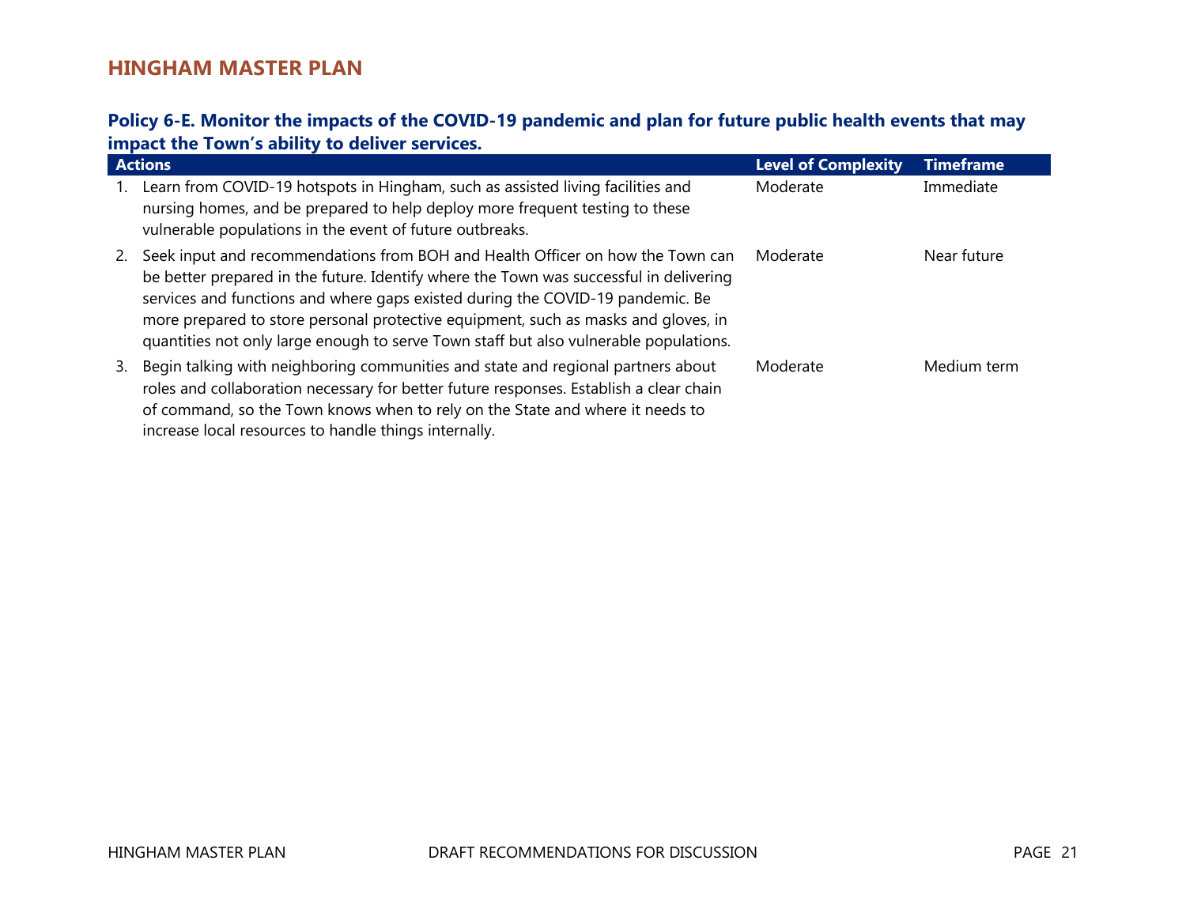### Policy 6-E. Monitor the impacts of the COVID-19 pandemic and plan for future public health events that may impact the Town's ability to deliver services.

| Actions | Level of Complexity | Timeframe |
|---|---|---|
| 1. Learn from COVID-19 hotspots in Hingham, such as assisted living facilities and nursing homes, and be prepared to help deploy more frequent testing to these vulnerable populations in the event of future outbreaks. | Moderate | Immediate |
| 2. Seek input and recommendations from BOH and Health Officer on how the Town can be better prepared in the future. Identify where the Town was successful in delivering services and functions and where gaps existed during the COVID-19 pandemic. Be more prepared to store personal protective equipment, such as masks and gloves, in quantities not only large enough to serve Town staff but also vulnerable populations. | Moderate | Near future |
| 3. Begin talking with neighboring communities and state and regional partners about roles and collaboration necessary for better future responses. Establish a clear chain of command, so the Town knows when to rely on the State and where it needs to increase local resources to handle things internally. | Moderate | Medium term |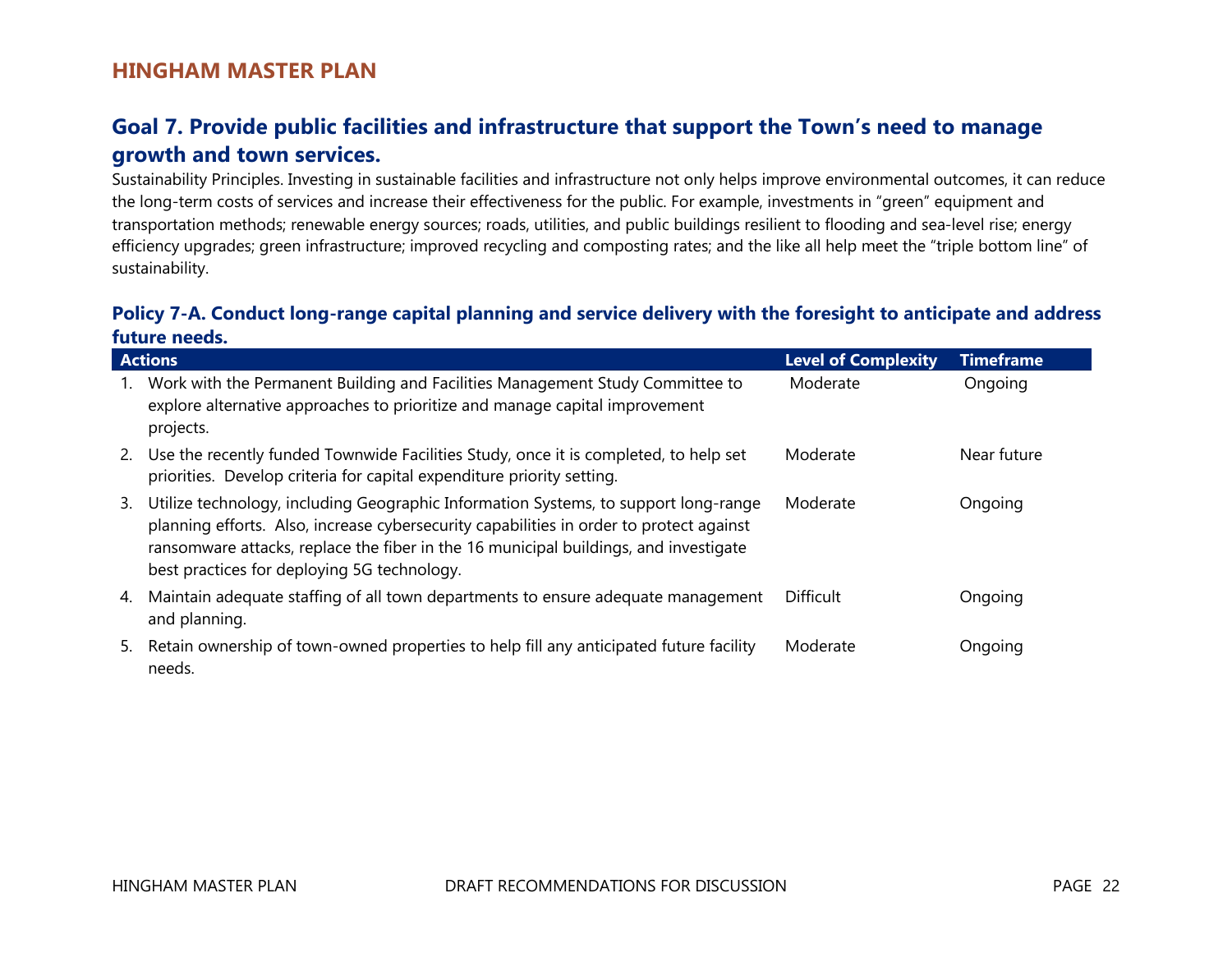## Goal 7. Provide public facilities and infrastructure that support the Town's need to manage growth and town services.

Sustainability Principles. Investing in sustainable facilities and infrastructure not only helps improve environmental outcomes, it can reduce the long-term costs of services and increase their effectiveness for the public. For example, investments in "green" equipment and transportation methods; renewable energy sources; roads, utilities, and public buildings resilient to flooding and sea-level rise; energy efficiency upgrades; green infrastructure; improved recycling and composting rates; and the like all help meet the "triple bottom line" of sustainability.

### Policy 7-A. Conduct long-range capital planning and service delivery with the foresight to anticipate and address future needs.

| Actions | Level of Complexity | Timeframe |
|---|---|---|
| 1. Work with the Permanent Building and Facilities Management Study Committee to explore alternative approaches to prioritize and manage capital improvement projects. | Moderate | Ongoing |
| 2. Use the recently funded Townwide Facilities Study, once it is completed, to help set priorities. Develop criteria for capital expenditure priority setting. | Moderate | Near future |
| 3. Utilize technology, including Geographic Information Systems, to support long-range planning efforts. Also, increase cybersecurity capabilities in order to protect against ransomware attacks, replace the fiber in the 16 municipal buildings, and investigate best practices for deploying 5G technology. | Moderate | Ongoing |
| 4. Maintain adequate staffing of all town departments to ensure adequate management and planning. | Difficult | Ongoing |
| 5. Retain ownership of town-owned properties to help fill any anticipated future facility needs. | Moderate | Ongoing |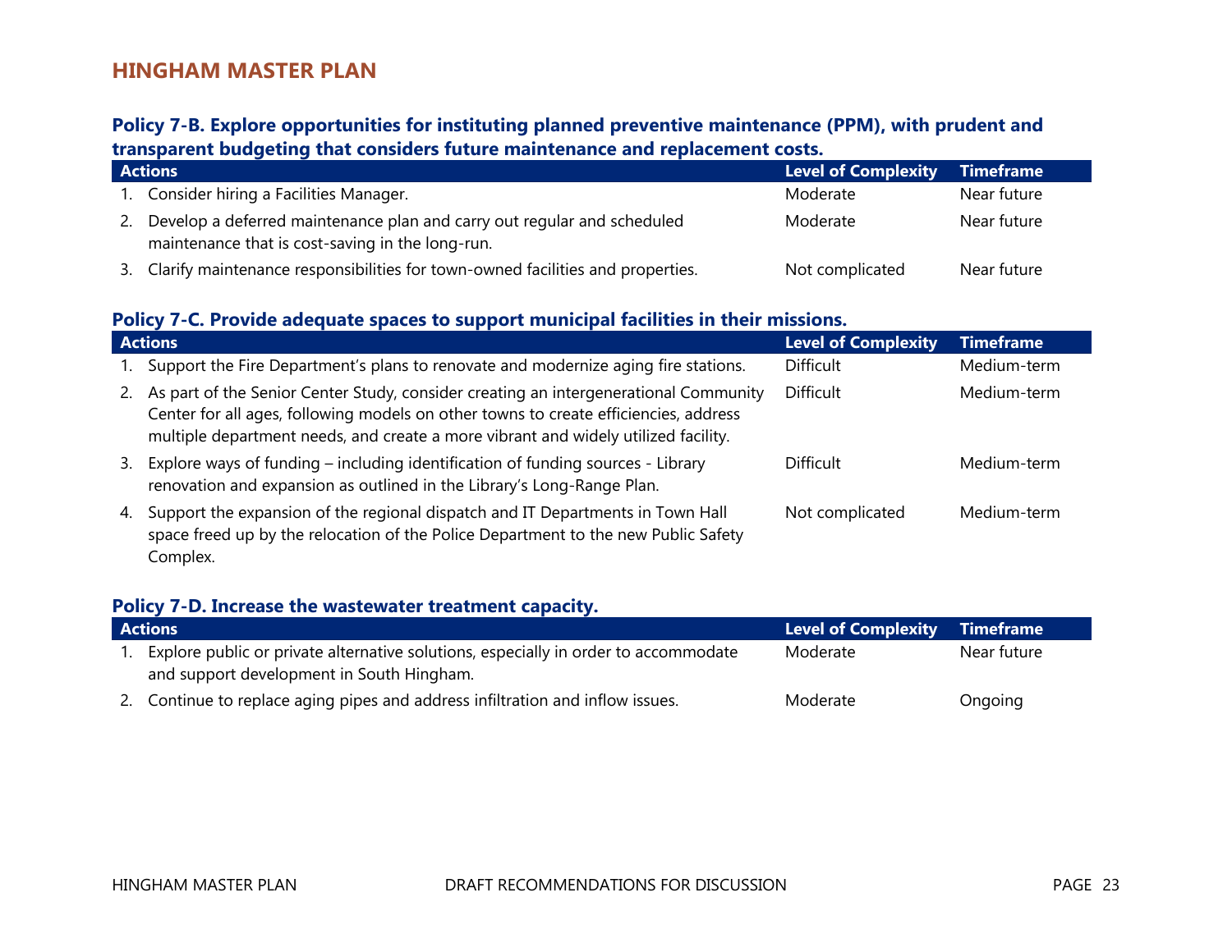### Policy 7-B. Explore opportunities for instituting planned preventive maintenance (PPM), with prudent and transparent budgeting that considers future maintenance and replacement costs.

| Actions | Level of Complexity | Timeframe |
|---|---|---|
| 1. Consider hiring a Facilities Manager. | Moderate | Near future |
| 2. Develop a deferred maintenance plan and carry out regular and scheduled maintenance that is cost-saving in the long-run. | Moderate | Near future |
| 3. Clarify maintenance responsibilities for town-owned facilities and properties. | Not complicated | Near future |

### Policy 7-C. Provide adequate spaces to support municipal facilities in their missions.

| Actions | Level of Complexity | Timeframe |
|---|---|---|
| 1. Support the Fire Department's plans to renovate and modernize aging fire stations. | Difficult | Medium-term |
| 2. As part of the Senior Center Study, consider creating an intergenerational Community Center for all ages, following models on other towns to create efficiencies, address multiple department needs, and create a more vibrant and widely utilized facility. | Difficult | Medium-term |
| 3. Explore ways of funding – including identification of funding sources - Library renovation and expansion as outlined in the Library's Long-Range Plan. | Difficult | Medium-term |
| 4. Support the expansion of the regional dispatch and IT Departments in Town Hall space freed up by the relocation of the Police Department to the new Public Safety Complex. | Not complicated | Medium-term |

### Policy 7-D. Increase the wastewater treatment capacity.

| Actions | Level of Complexity | Timeframe |
|---|---|---|
| 1. Explore public or private alternative solutions, especially in order to accommodate and support development in South Hingham. | Moderate | Near future |
| 2. Continue to replace aging pipes and address infiltration and inflow issues. | Moderate | Ongoing |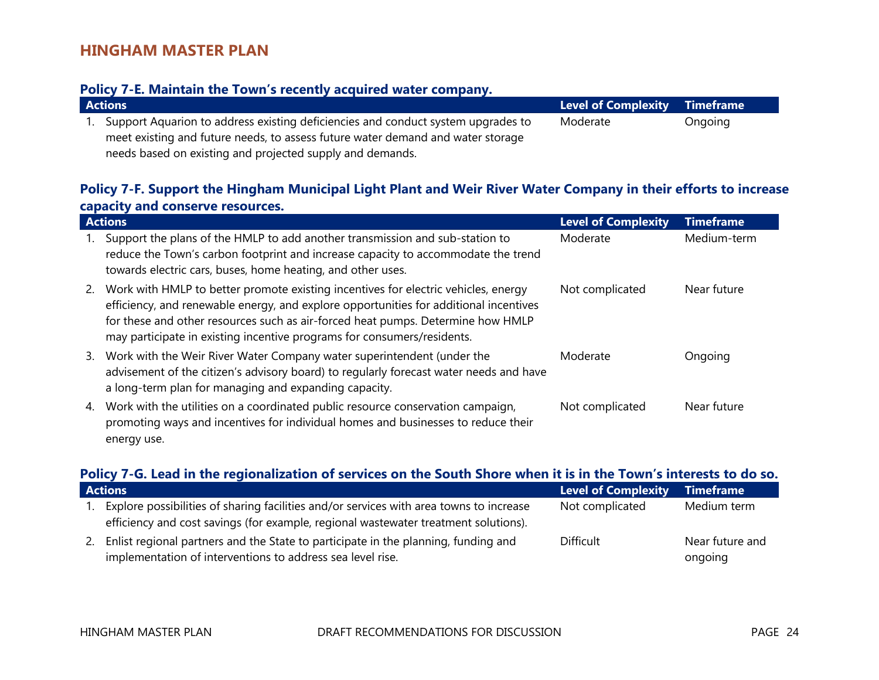### Policy 7-E. Maintain the Town's recently acquired water company.

| Actions | Level of Complexity | Timeframe |
|---|---|---|
| 1. Support Aquarion to address existing deficiencies and conduct system upgrades to meet existing and future needs, to assess future water demand and water storage needs based on existing and projected supply and demands. | Moderate | Ongoing |

### Policy 7-F. Support the Hingham Municipal Light Plant and Weir River Water Company in their efforts to increase capacity and conserve resources.

| Actions | Level of Complexity | Timeframe |
|---|---|---|
| 1. Support the plans of the HMLP to add another transmission and sub-station to reduce the Town's carbon footprint and increase capacity to accommodate the trend towards electric cars, buses, home heating, and other uses. | Moderate | Medium-term |
| 2. Work with HMLP to better promote existing incentives for electric vehicles, energy efficiency, and renewable energy, and explore opportunities for additional incentives for these and other resources such as air-forced heat pumps. Determine how HMLP may participate in existing incentive programs for consumers/residents. | Not complicated | Near future |
| 3. Work with the Weir River Water Company water superintendent (under the advisement of the citizen's advisory board) to regularly forecast water needs and have a long-term plan for managing and expanding capacity. | Moderate | Ongoing |
| 4. Work with the utilities on a coordinated public resource conservation campaign, promoting ways and incentives for individual homes and businesses to reduce their energy use. | Not complicated | Near future |

### Policy 7-G. Lead in the regionalization of services on the South Shore when it is in the Town's interests to do so.

| Actions | Level of Complexity | Timeframe |
|---|---|---|
| 1. Explore possibilities of sharing facilities and/or services with area towns to increase efficiency and cost savings (for example, regional wastewater treatment solutions). | Not complicated | Medium term |
| 2. Enlist regional partners and the State to participate in the planning, funding and implementation of interventions to address sea level rise. | Difficult | Near future and ongoing |